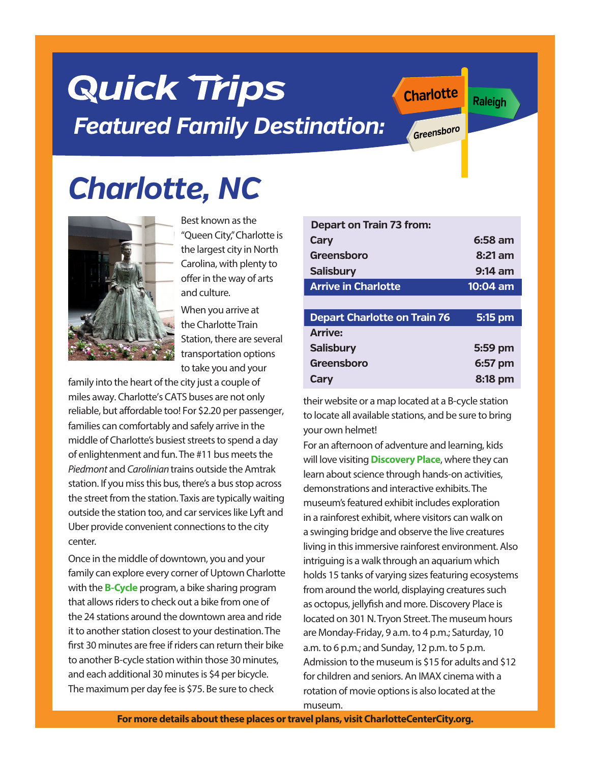# Quick Trips

## Featured Family Destination:

Charlotte | Raleigh | Greensboro

# Charlotte, NC

Best known as the "Queen City," Charlotte is the largest city in North Carolina, with plenty to offer in the way of arts and culture.

When you arrive at the Charlotte Train Station, there are several transportation options to take you and your family into the heart of the city just a couple of miles away. Charlotte's CATS buses are not only reliable, but affordable too! For $2.20 per passenger, families can comfortably and safely arrive in the middle of Charlotte's busiest streets to spend a day of enlightenment and fun. The #11 bus meets the *Piedmont* and *Carolinian* trains outside the Amtrak station. If you miss this bus, there's a bus stop across the street from the station. Taxis are typically waiting outside the station too, and car services like Lyft and Uber provide convenient connections to the city center.

Once in the middle of downtown, you and your family can explore every corner of Uptown Charlotte with the **B-Cycle** program, a bike sharing program that allows riders to check out a bike from one of the 24 stations around the downtown area and ride it to another station closest to your destination. The first 30 minutes are free if riders can return their bike to another B-cycle station within those 30 minutes, and each additional 30 minutes is $4 per bicycle. The maximum per day fee is $75. Be sure to check their website or a map located at a B-cycle station to locate all available stations, and be sure to bring your own helmet!

| Depart on Train 73 from: | |
|---|---|
| Cary | 6:58 am |
| Greensboro | 8:21 am |
| Salisbury | 9:14 am |
| **Arrive in Charlotte** | **10:04 am** |
| | |
| **Depart Charlotte on Train 76** | **5:15 pm** |
| Arrive: | |
| Salisbury | 5:59 pm |
| Greensboro | 6:57 pm |
| Cary | 8:18 pm |

For an afternoon of adventure and learning, kids will love visiting **Discovery Place**, where they can learn about science through hands-on activities, demonstrations and interactive exhibits. The museum's featured exhibit includes exploration in a rainforest exhibit, where visitors can walk on a swinging bridge and observe the live creatures living in this immersive rainforest environment. Also intriguing is a walk through an aquarium which holds 15 tanks of varying sizes featuring ecosystems from around the world, displaying creatures such as octopus, jellyfish and more. Discovery Place is located on 301 N. Tryon Street. The museum hours are Monday-Friday, 9 a.m. to 4 p.m.; Saturday, 10 a.m. to 6 p.m.; and Sunday, 12 p.m. to 5 p.m. Admission to the museum is $15 for adults and $12 for children and seniors. An IMAX cinema with a rotation of movie options is also located at the museum.

**For more details about these places or travel plans, visit CharlotteCenterCity.org.**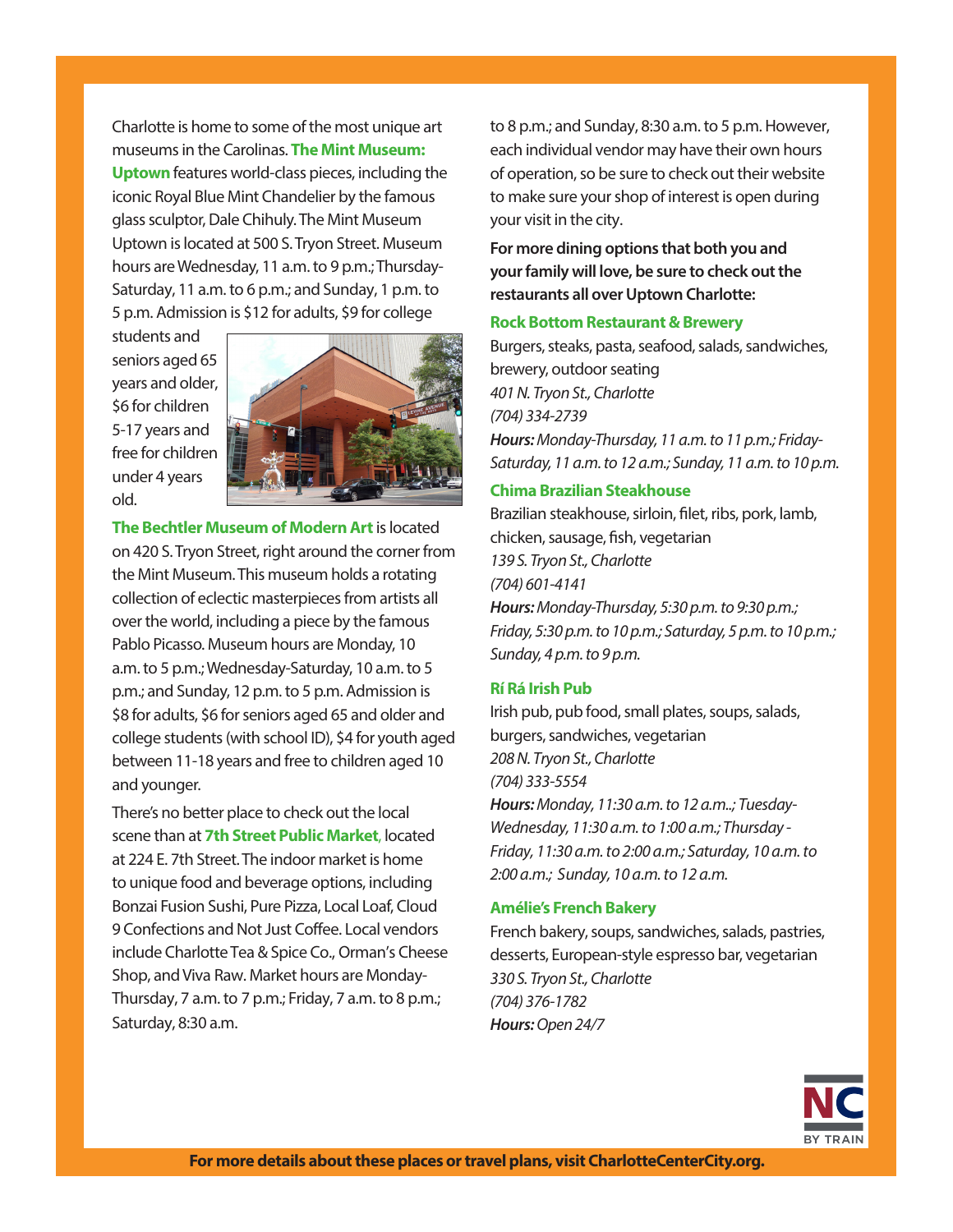Charlotte is home to some of the most unique art museums in the Carolinas. **The Mint Museum: Uptown** features world-class pieces, including the iconic Royal Blue Mint Chandelier by the famous glass sculptor, Dale Chihuly. The Mint Museum Uptown is located at 500 S. Tryon Street. Museum hours are Wednesday, 11 a.m. to 9 p.m.; Thursday-Saturday, 11 a.m. to 6 p.m.; and Sunday, 1 p.m. to 5 p.m. Admission is $12 for adults, $9 for college students and seniors aged 65 years and older, $6 for children 5-17 years and free for children under 4 years old.

**The Bechtler Museum of Modern Art** is located on 420 S. Tryon Street, right around the corner from the Mint Museum. This museum holds a rotating collection of eclectic masterpieces from artists all over the world, including a piece by the famous Pablo Picasso. Museum hours are Monday, 10 a.m. to 5 p.m.; Wednesday-Saturday, 10 a.m. to 5 p.m.; and Sunday, 12 p.m. to 5 p.m. Admission is $8 for adults, $6 for seniors aged 65 and older and college students (with school ID), $4 for youth aged between 11-18 years and free to children aged 10 and younger.

There's no better place to check out the local scene than at **7th Street Public Market**, located at 224 E. 7th Street. The indoor market is home to unique food and beverage options, including Bonzai Fusion Sushi, Pure Pizza, Local Loaf, Cloud 9 Confections and Not Just Coffee. Local vendors include Charlotte Tea & Spice Co., Orman's Cheese Shop, and Viva Raw. Market hours are Monday-Thursday, 7 a.m. to 7 p.m.; Friday, 7 a.m. to 8 p.m.; Saturday, 8:30 a.m. to 8 p.m.; and Sunday, 8:30 a.m. to 5 p.m. However, each individual vendor may have their own hours of operation, so be sure to check out their website to make sure your shop of interest is open during your visit in the city.

**For more dining options that both you and your family will love, be sure to check out the restaurants all over Uptown Charlotte:**

### Rock Bottom Restaurant & Brewery

Burgers, steaks, pasta, seafood, salads, sandwiches, brewery, outdoor seating
*401 N. Tryon St., Charlotte*
*(704) 334-2739*
***Hours:** Monday-Thursday, 11 a.m. to 11 p.m.; Friday-Saturday, 11 a.m. to 12 a.m.; Sunday, 11 a.m. to 10 p.m.*

### Chima Brazilian Steakhouse

Brazilian steakhouse, sirloin, filet, ribs, pork, lamb, chicken, sausage, fish, vegetarian
*139 S. Tryon St., Charlotte*
*(704) 601-4141*
***Hours:** Monday-Thursday, 5:30 p.m. to 9:30 p.m.; Friday, 5:30 p.m. to 10 p.m.; Saturday, 5 p.m. to 10 p.m.; Sunday, 4 p.m. to 9 p.m.*

### Rí Rá Irish Pub

Irish pub, pub food, small plates, soups, salads, burgers, sandwiches, vegetarian
*208 N. Tryon St., Charlotte*
*(704) 333-5554*
***Hours:** Monday, 11:30 a.m. to 12 a.m..; Tuesday-Wednesday, 11:30 a.m. to 1:00 a.m.; Thursday - Friday, 11:30 a.m. to 2:00 a.m.; Saturday, 10 a.m. to 2:00 a.m.; Sunday, 10 a.m. to 12 a.m.*

### Amélie's French Bakery

French bakery, soups, sandwiches, salads, pastries, desserts, European-style espresso bar, vegetarian
*330 S. Tryon St., Charlotte*
*(704) 376-1782*
***Hours:** Open 24/7*

NC BY TRAIN

**For more details about these places or travel plans, visit CharlotteCenterCity.org.**